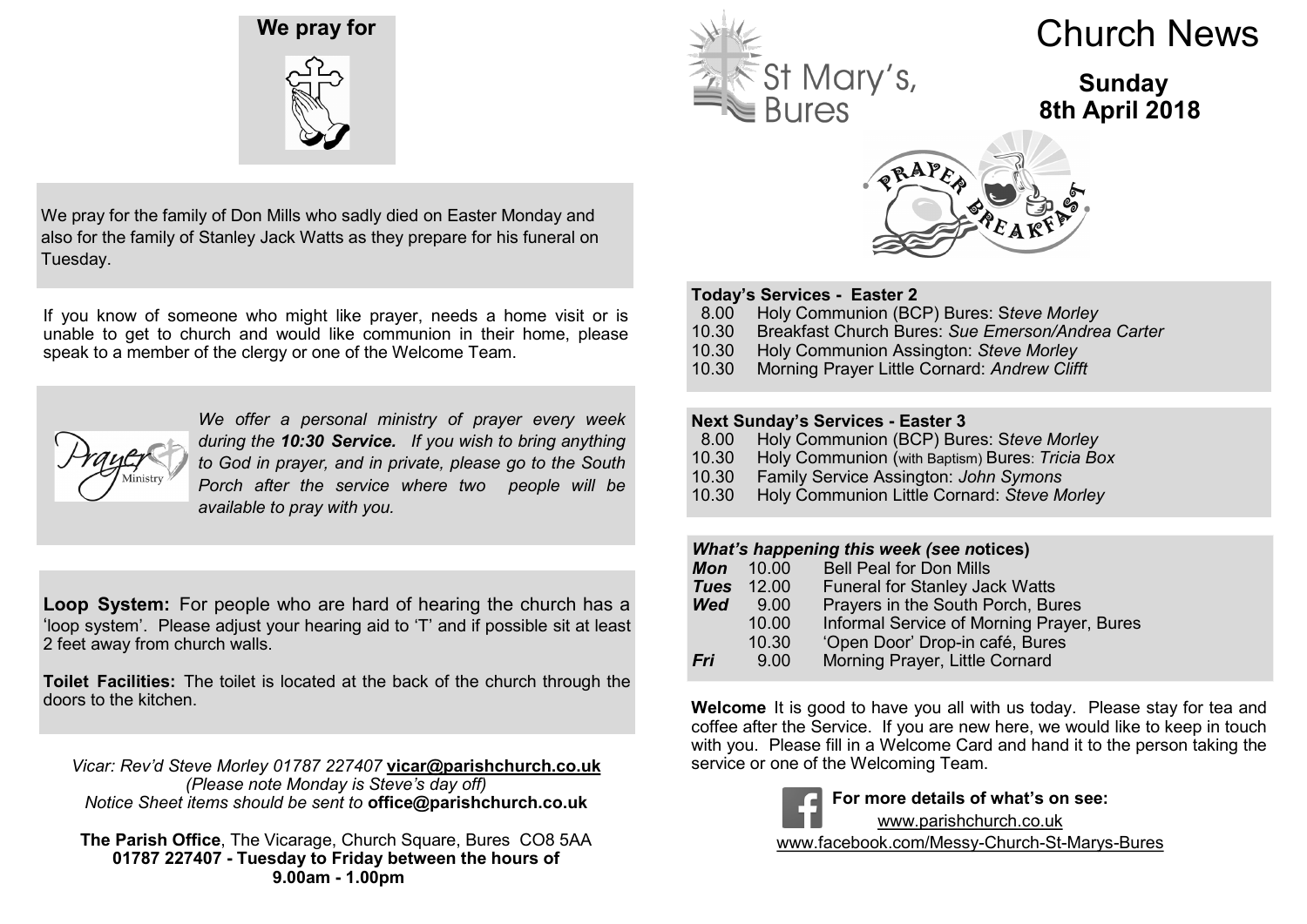# Church News

St Mary's, Bures

**Sunday 8th April 2018**

### Today's Services - Easter 2

- 8.00 Holy Communion (BCP) Bures: *Steve Morley*
- 10.30 Breakfast Church Bures: *Sue Emerson/Andrea Carter*
- 10.30 Holy Communion Assington: *Steve Morley*
- 10.30 Morning Prayer Little Cornard: *Andrew Clifft*

### Next Sunday's Services - Easter 3

- 8.00 Holy Communion (BCP) Bures: *Steve Morley*
- 10.30 Holy Communion (with Baptism) Bures: *Tricia Box*
- 10.30 Family Service Assington: *John Symons*
- 10.30 Holy Communion Little Cornard: *Steve Morley*

### *What's happening this week (see notices)*

| | | |
|---|---|---|
| ***Mon*** | 10.00 | Bell Peal for Don Mills |
| ***Tues*** | 12.00 | Funeral for Stanley Jack Watts |
| ***Wed*** | 9.00 | Prayers in the South Porch, Bures |
| | 10.00 | Informal Service of Morning Prayer, Bures |
| | 10.30 | 'Open Door' Drop-in café, Bures |
| ***Fri*** | 9.00 | Morning Prayer, Little Cornard |

**Welcome** It is good to have you all with us today. Please stay for tea and coffee after the Service. If you are new here, we would like to keep in touch with you. Please fill in a Welcome Card and hand it to the person taking the service or one of the Welcoming Team.

**For more details of what's on see:**
www.parishchurch.co.uk
www.facebook.com/Messy-Church-St-Marys-Bures

## We pray for

We pray for the family of Don Mills who sadly died on Easter Monday and also for the family of Stanley Jack Watts as they prepare for his funeral on Tuesday.

If you know of someone who might like prayer, needs a home visit or is unable to get to church and would like communion in their home, please speak to a member of the clergy or one of the Welcome Team.

*We offer a personal ministry of prayer every week during the **10:30 Service.** If you wish to bring anything to God in prayer, and in private, please go to the South Porch after the service where two people will be available to pray with you.*

**Loop System:** For people who are hard of hearing the church has a 'loop system'. Please adjust your hearing aid to 'T' and if possible sit at least 2 feet away from church walls.

**Toilet Facilities:** The toilet is located at the back of the church through the doors to the kitchen.

*Vicar: Rev'd Steve Morley 01787 227407* **vicar@parishchurch.co.uk**
*(Please note Monday is Steve's day off)*
*Notice Sheet items should be sent to* **office@parishchurch.co.uk**

**The Parish Office**, The Vicarage, Church Square, Bures CO8 5AA
**01787 227407 - Tuesday to Friday between the hours of 9.00am - 1.00pm**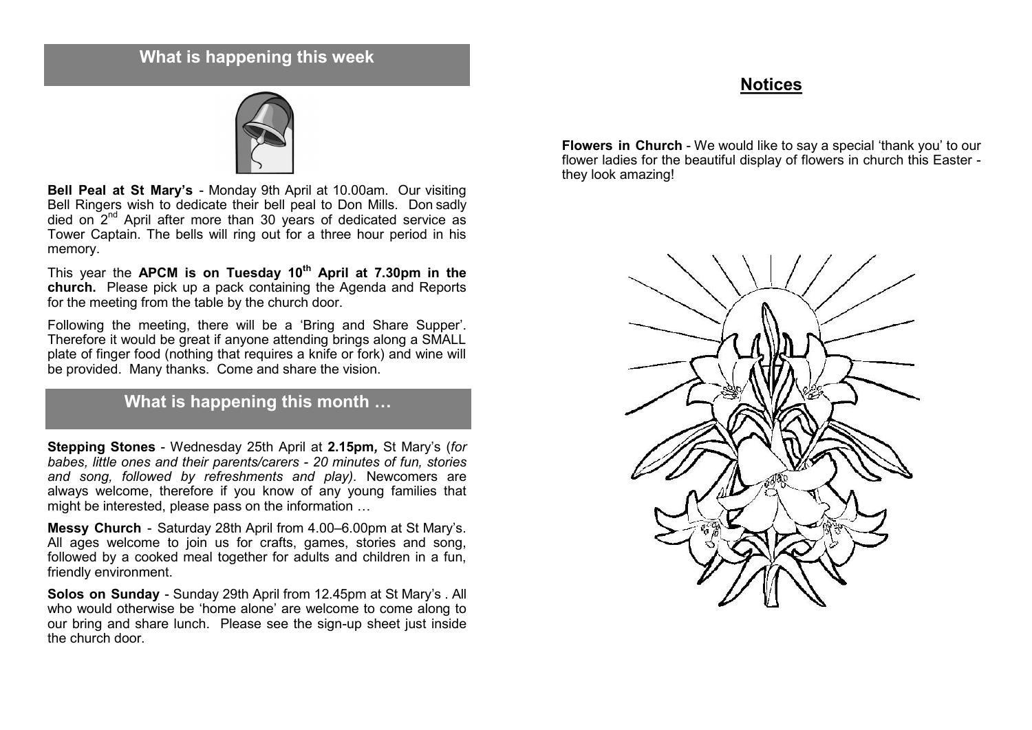## What is happening this week

**Bell Peal at St Mary's** - Monday 9th April at 10.00am. Our visiting Bell Ringers wish to dedicate their bell peal to Don Mills. Don sadly died on 2nd April after more than 30 years of dedicated service as Tower Captain. The bells will ring out for a three hour period in his memory.

This year the **APCM is on Tuesday 10th April at 7.30pm in the church.** Please pick up a pack containing the Agenda and Reports for the meeting from the table by the church door.

Following the meeting, there will be a 'Bring and Share Supper'. Therefore it would be great if anyone attending brings along a SMALL plate of finger food (nothing that requires a knife or fork) and wine will be provided. Many thanks. Come and share the vision.

## What is happening this month …

**Stepping Stones** - Wednesday 25th April at **2.15pm,** St Mary's (*for babes, little ones and their parents/carers - 20 minutes of fun, stories and song, followed by refreshments and play).* Newcomers are always welcome, therefore if you know of any young families that might be interested, please pass on the information …

**Messy Church** - Saturday 28th April from 4.00–6.00pm at St Mary's. All ages welcome to join us for crafts, games, stories and song, followed by a cooked meal together for adults and children in a fun, friendly environment.

**Solos on Sunday** - Sunday 29th April from 12.45pm at St Mary's . All who would otherwise be 'home alone' are welcome to come along to our bring and share lunch. Please see the sign-up sheet just inside the church door.

## Notices

**Flowers in Church** - We would like to say a special 'thank you' to our flower ladies for the beautiful display of flowers in church this Easter - they look amazing!